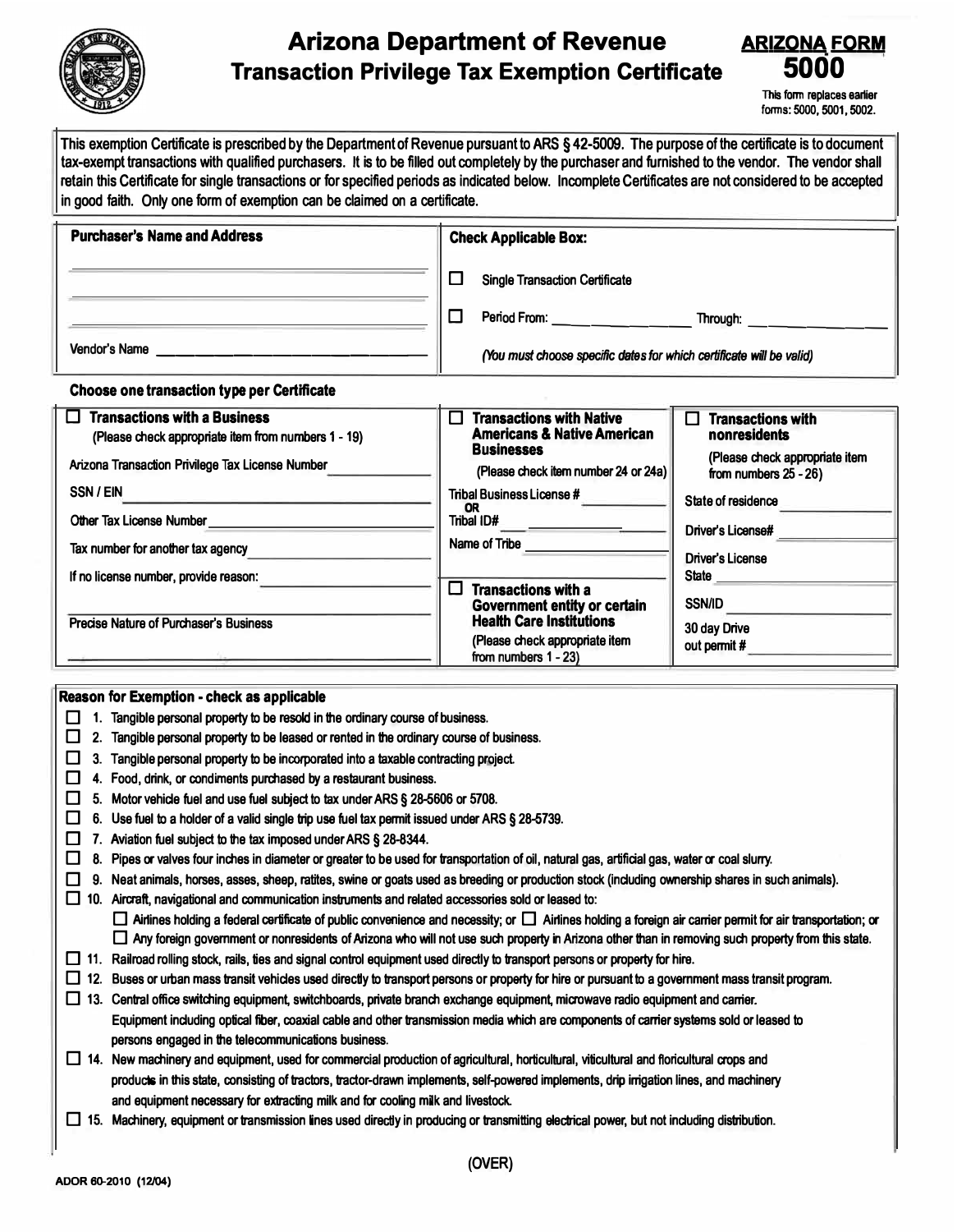# Arizona Department of Revenue
## Transaction Privilege Tax Exemption Certificate

**ARIZONA FORM 5000**

This form replaces earlier forms: 5000, 5001, 5002.

This exemption Certificate is prescribed by the Department of Revenue pursuant to ARS § 42-5009. The purpose of the certificate is to document tax-exempt transactions with qualified purchasers. It is to be filled out completely by the purchaser and furnished to the vendor. The vendor shall retain this Certificate for single transactions or for specified periods as indicated below. Incomplete Certificates are not considered to be accepted in good faith. Only one form of exemption can be claimed on a certificate.

**Purchaser's Name and Address**

______________________________

______________________________

______________________________

Vendor's Name ______________________________

**Check Applicable Box:**

☐ Single Transaction Certificate

☐ Period From: ______________ Through: ______________

*(You must choose specific dates for which certificate will be valid)*

**Choose one transaction type per Certificate**

☐ **Transactions with a Business**
(Please check appropriate item from numbers 1 - 19)

Arizona Transaction Privilege Tax License Number ______________

SSN / EIN ______________

Other Tax License Number ______________

Tax number for another tax agency ______________

If no license number, provide reason: ______________

Precise Nature of Purchaser's Business

______________________________

☐ **Transactions with Native Americans & Native American Businesses**
(Please check item number 24 or 24a)

Tribal Business License # ______________
OR
Tribal ID# ______________

Name of Tribe ______________

☐ **Transactions with a Government entity or certain Health Care Institutions**
(Please check appropriate item from numbers 1 - 23)

☐ **Transactions with nonresidents**
(Please check appropriate item from numbers 25 - 26)

State of residence ______________

Driver's License# ______________

Driver's License State ______________

SSN/ID ______________

30 day Drive out permit # ______________

**Reason for Exemption - check as applicable**

☐ 1. Tangible personal property to be resold in the ordinary course of business.

☐ 2. Tangible personal property to be leased or rented in the ordinary course of business.

☐ 3. Tangible personal property to be incorporated into a taxable contracting project.

☐ 4. Food, drink, or condiments purchased by a restaurant business.

☐ 5. Motor vehicle fuel and use fuel subject to tax under ARS § 28-5606 or 5708.

☐ 6. Use fuel to a holder of a valid single trip use fuel tax permit issued under ARS § 28-5739.

☐ 7. Aviation fuel subject to the tax imposed under ARS § 28-8344.

☐ 8. Pipes or valves four inches in diameter or greater to be used for transportation of oil, natural gas, artificial gas, water or coal slurry.

☐ 9. Neat animals, horses, asses, sheep, ratites, swine or goats used as breeding or production stock (including ownership shares in such animals).

☐ 10. Aircraft, navigational and communication instruments and related accessories sold or leased to:
☐ Airlines holding a federal certificate of public convenience and necessity; or ☐ Airlines holding a foreign air carrier permit for air transportation; or
☐ Any foreign government or nonresidents of Arizona who will not use such property in Arizona other than in removing such property from this state.

☐ 11. Railroad rolling stock, rails, ties and signal control equipment used directly to transport persons or property for hire.

☐ 12. Buses or urban mass transit vehicles used directly to transport persons or property for hire or pursuant to a government mass transit program.

☐ 13. Central office switching equipment, switchboards, private branch exchange equipment, microwave radio equipment and carrier. Equipment including optical fiber, coaxial cable and other transmission media which are components of carrier systems sold or leased to persons engaged in the telecommunications business.

☐ 14. New machinery and equipment, used for commercial production of agricultural, horticultural, viticultural and floricultural crops and products in this state, consisting of tractors, tractor-drawn implements, self-powered implements, drip irrigation lines, and machinery and equipment necessary for extracting milk and for cooling milk and livestock.

☐ 15. Machinery, equipment or transmission lines used directly in producing or transmitting electrical power, but not including distribution.

(OVER)

ADOR 60-2010 (12/04)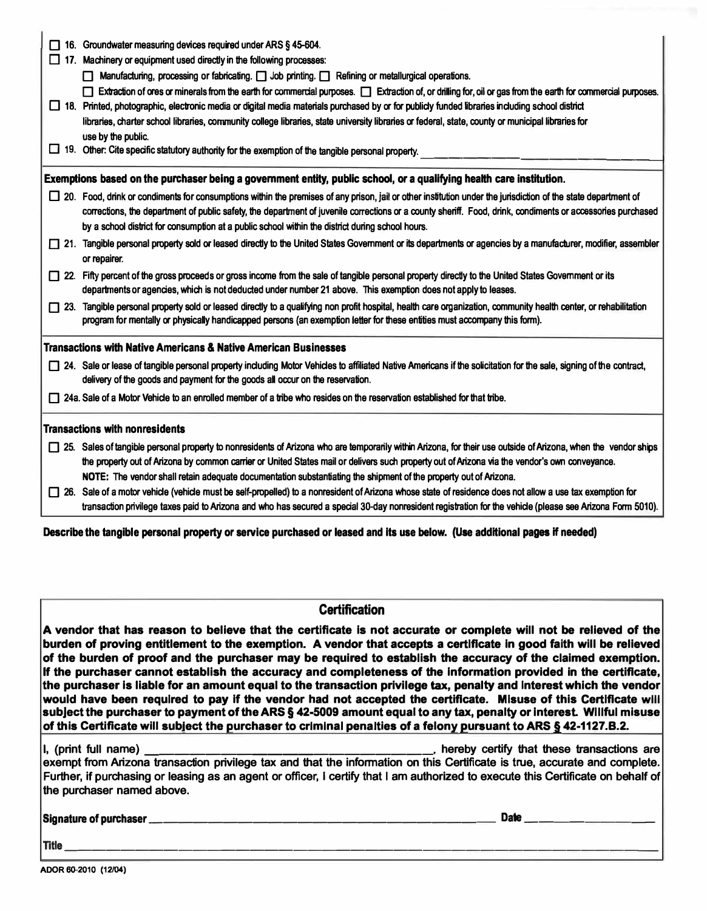☐ 16. Groundwater measuring devices required under ARS § 45-604.

☐ 17. Machinery or equipment used directly in the following processes:

☐ Manufacturing, processing or fabricating. ☐ Job printing. ☐ Refining or metallurgical operations.

☐ Extraction of ores or minerals from the earth for commercial purposes. ☐ Extraction of, or drilling for, oil or gas from the earth for commercial purposes.

☐ 18. Printed, photographic, electronic media or digital media materials purchased by or for publicly funded libraries including school district libraries, charter school libraries, community college libraries, state university libraries or federal, state, county or municipal libraries for use by the public.

☐ 19. Other: Cite specific statutory authority for the exemption of the tangible personal property. ______________________________

**Exemptions based on the purchaser being a government entity, public school, or a qualifying health care institution.**

☐ 20. Food, drink or condiments for consumptions within the premises of any prison, jail or other institution under the jurisdiction of the state department of corrections, the department of public safety, the department of juvenile corrections or a county sheriff. Food, drink, condiments or accessories purchased by a school district for consumption at a public school within the district during school hours.

☐ 21. Tangible personal property sold or leased directly to the United States Government or its departments or agencies by a manufacturer, modifier, assembler or repairer.

☐ 22. Fifty percent of the gross proceeds or gross income from the sale of tangible personal property directly to the United States Government or its departments or agencies, which is not deducted under number 21 above. This exemption does not apply to leases.

☐ 23. Tangible personal property sold or leased directly to a qualifying non profit hospital, health care organization, community health center, or rehabilitation program for mentally or physically handicapped persons (an exemption letter for these entities must accompany this form).

**Transactions with Native Americans & Native American Businesses**

☐ 24. Sale or lease of tangible personal property including Motor Vehicles to affiliated Native Americans if the solicitation for the sale, signing of the contract, delivery of the goods and payment for the goods all occur on the reservation.

☐ 24a. Sale of a Motor Vehicle to an enrolled member of a tribe who resides on the reservation established for that tribe.

**Transactions with nonresidents**

☐ 25. Sales of tangible personal property to nonresidents of Arizona who are temporarily within Arizona, for their use outside of Arizona, when the vendor ships the property out of Arizona by common carrier or United States mail or delivers such property out of Arizona via the vendor's own conveyance.
**NOTE:** The vendor shall retain adequate documentation substantiating the shipment of the property out of Arizona.

☐ 26. Sale of a motor vehicle (vehicle must be self-propelled) to a nonresident of Arizona whose state of residence does not allow a use tax exemption for transaction privilege taxes paid to Arizona and who has secured a special 30-day nonresident registration for the vehicle (please see Arizona Form 5010).

**Describe the tangible personal property or service purchased or leased and its use below. (Use additional pages if needed)**

## Certification

**A vendor that has reason to believe that the certificate is not accurate or complete will not be relieved of the burden of proving entitlement to the exemption. A vendor that accepts a certificate in good faith will be relieved of the burden of proof and the purchaser may be required to establish the accuracy of the claimed exemption. If the purchaser cannot establish the accuracy and completeness of the information provided in the certificate, the purchaser is liable for an amount equal to the transaction privilege tax, penalty and interest which the vendor would have been required to pay if the vendor had not accepted the certificate. Misuse of this Certificate will subject the purchaser to payment of the ARS § 42-5009 amount equal to any tax, penalty or interest. Willful misuse of this Certificate will subject the purchaser to criminal penalties of a felony pursuant to ARS § 42-1127.B.2.**

I, (print full name) ______________________________, hereby certify that these transactions are exempt from Arizona transaction privilege tax and that the information on this Certificate is true, accurate and complete. Further, if purchasing or leasing as an agent or officer, I certify that I am authorized to execute this Certificate on behalf of the purchaser named above.

**Signature of purchaser** ______________________________ **Date** ____________

**Title** ______________________________

ADOR 60-2010 (12/04)